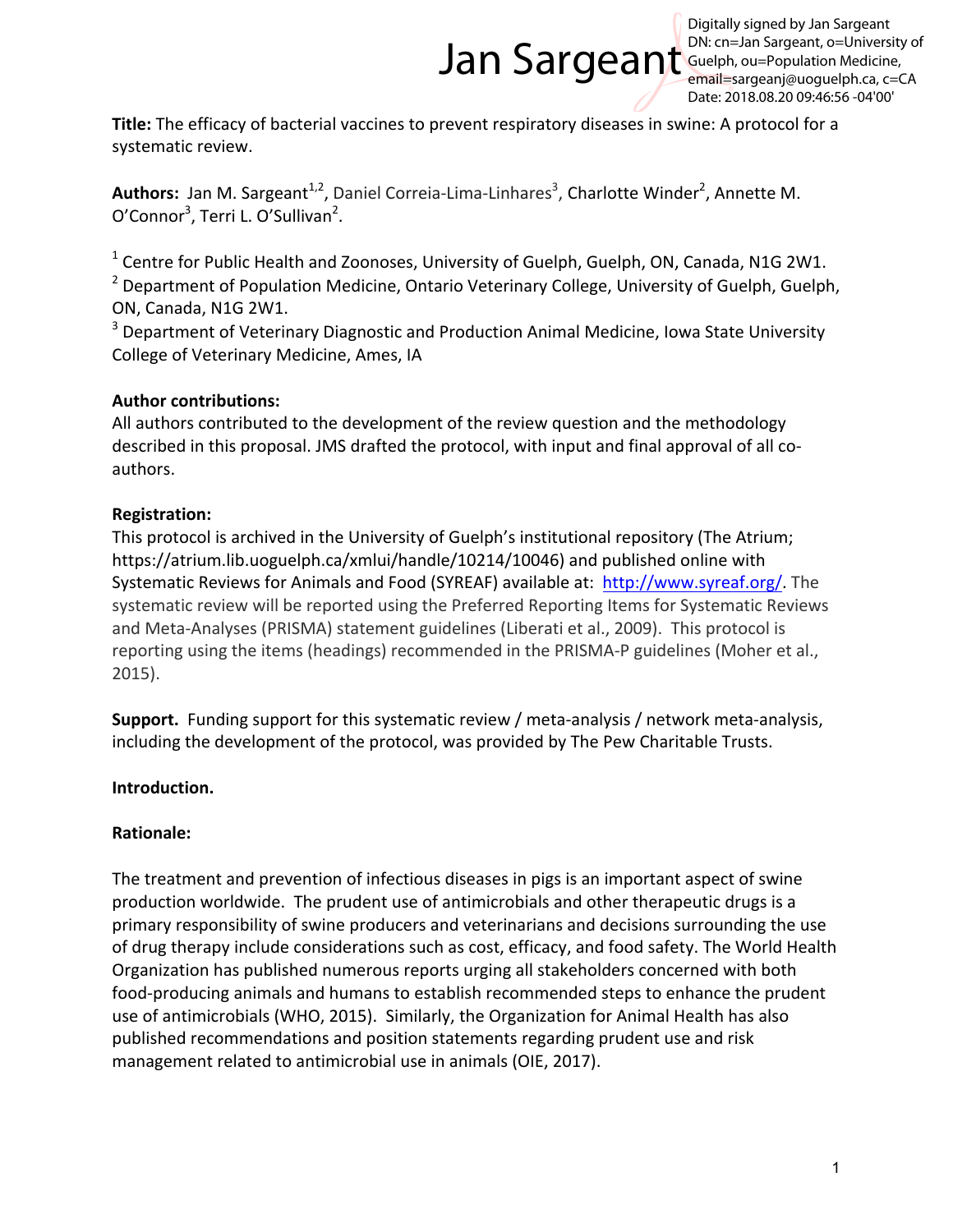Jan Sargeant

Digitally signed by Jan Sargeant
DN: cn=Jan Sargeant, o=University of Guelph, ou=Population Medicine, email=sargeanj@uoguelph.ca, c=CA
Date: 2018.08.20 09:46:56 -04'00'

**Title:** The efficacy of bacterial vaccines to prevent respiratory diseases in swine: A protocol for a systematic review.

**Authors:** Jan M. Sargeant[1,2], Daniel Correia-Lima-Linhares[3], Charlotte Winder[2], Annette M. O'Connor[3], Terri L. O'Sullivan[2].

[1] Centre for Public Health and Zoonoses, University of Guelph, Guelph, ON, Canada, N1G 2W1.
[2] Department of Population Medicine, Ontario Veterinary College, University of Guelph, Guelph, ON, Canada, N1G 2W1.
[3] Department of Veterinary Diagnostic and Production Animal Medicine, Iowa State University College of Veterinary Medicine, Ames, IA

**Author contributions:**
All authors contributed to the development of the review question and the methodology described in this proposal. JMS drafted the protocol, with input and final approval of all co-authors.

**Registration:**
This protocol is archived in the University of Guelph's institutional repository (The Atrium; https://atrium.lib.uoguelph.ca/xmlui/handle/10214/10046) and published online with Systematic Reviews for Animals and Food (SYREAF) available at: http://www.syreaf.org/. The systematic review will be reported using the Preferred Reporting Items for Systematic Reviews and Meta-Analyses (PRISMA) statement guidelines (Liberati et al., 2009). This protocol is reporting using the items (headings) recommended in the PRISMA-P guidelines (Moher et al., 2015).

**Support.** Funding support for this systematic review / meta-analysis / network meta-analysis, including the development of the protocol, was provided by The Pew Charitable Trusts.

## Introduction.

### Rationale:

The treatment and prevention of infectious diseases in pigs is an important aspect of swine production worldwide. The prudent use of antimicrobials and other therapeutic drugs is a primary responsibility of swine producers and veterinarians and decisions surrounding the use of drug therapy include considerations such as cost, efficacy, and food safety. The World Health Organization has published numerous reports urging all stakeholders concerned with both food-producing animals and humans to establish recommended steps to enhance the prudent use of antimicrobials (WHO, 2015). Similarly, the Organization for Animal Health has also published recommendations and position statements regarding prudent use and risk management related to antimicrobial use in animals (OIE, 2017).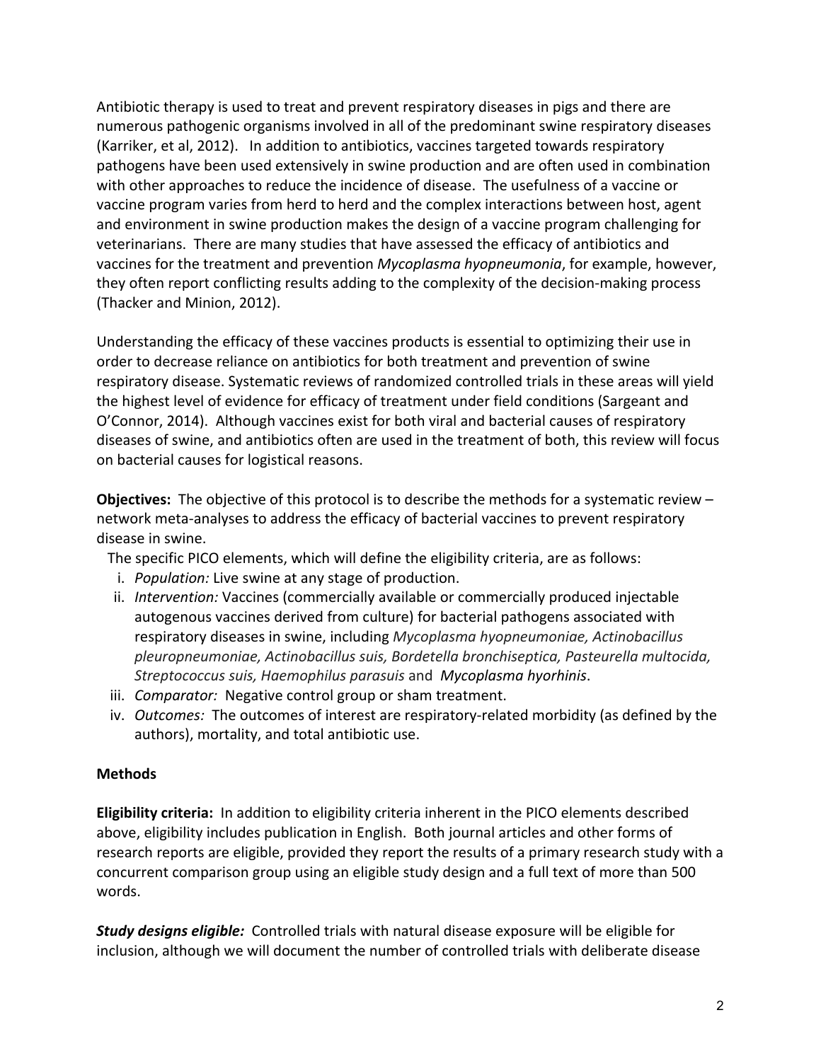Antibiotic therapy is used to treat and prevent respiratory diseases in pigs and there are numerous pathogenic organisms involved in all of the predominant swine respiratory diseases (Karriker, et al, 2012). In addition to antibiotics, vaccines targeted towards respiratory pathogens have been used extensively in swine production and are often used in combination with other approaches to reduce the incidence of disease. The usefulness of a vaccine or vaccine program varies from herd to herd and the complex interactions between host, agent and environment in swine production makes the design of a vaccine program challenging for veterinarians. There are many studies that have assessed the efficacy of antibiotics and vaccines for the treatment and prevention *Mycoplasma hyopneumonia*, for example, however, they often report conflicting results adding to the complexity of the decision-making process (Thacker and Minion, 2012).

Understanding the efficacy of these vaccines products is essential to optimizing their use in order to decrease reliance on antibiotics for both treatment and prevention of swine respiratory disease. Systematic reviews of randomized controlled trials in these areas will yield the highest level of evidence for efficacy of treatment under field conditions (Sargeant and O'Connor, 2014). Although vaccines exist for both viral and bacterial causes of respiratory diseases of swine, and antibiotics often are used in the treatment of both, this review will focus on bacterial causes for logistical reasons.

**Objectives:** The objective of this protocol is to describe the methods for a systematic review – network meta-analyses to address the efficacy of bacterial vaccines to prevent respiratory disease in swine.

The specific PICO elements, which will define the eligibility criteria, are as follows:

i. *Population:* Live swine at any stage of production.
ii. *Intervention:* Vaccines (commercially available or commercially produced injectable autogenous vaccines derived from culture) for bacterial pathogens associated with respiratory diseases in swine, including *Mycoplasma hyopneumoniae, Actinobacillus pleuropneumoniae, Actinobacillus suis, Bordetella bronchiseptica, Pasteurella multocida, Streptococcus suis, Haemophilus parasuis* and *Mycoplasma hyorhinis*.
iii. *Comparator:* Negative control group or sham treatment.
iv. *Outcomes:* The outcomes of interest are respiratory-related morbidity (as defined by the authors), mortality, and total antibiotic use.

## Methods

**Eligibility criteria:** In addition to eligibility criteria inherent in the PICO elements described above, eligibility includes publication in English. Both journal articles and other forms of research reports are eligible, provided they report the results of a primary research study with a concurrent comparison group using an eligible study design and a full text of more than 500 words.

***Study designs eligible:*** Controlled trials with natural disease exposure will be eligible for inclusion, although we will document the number of controlled trials with deliberate disease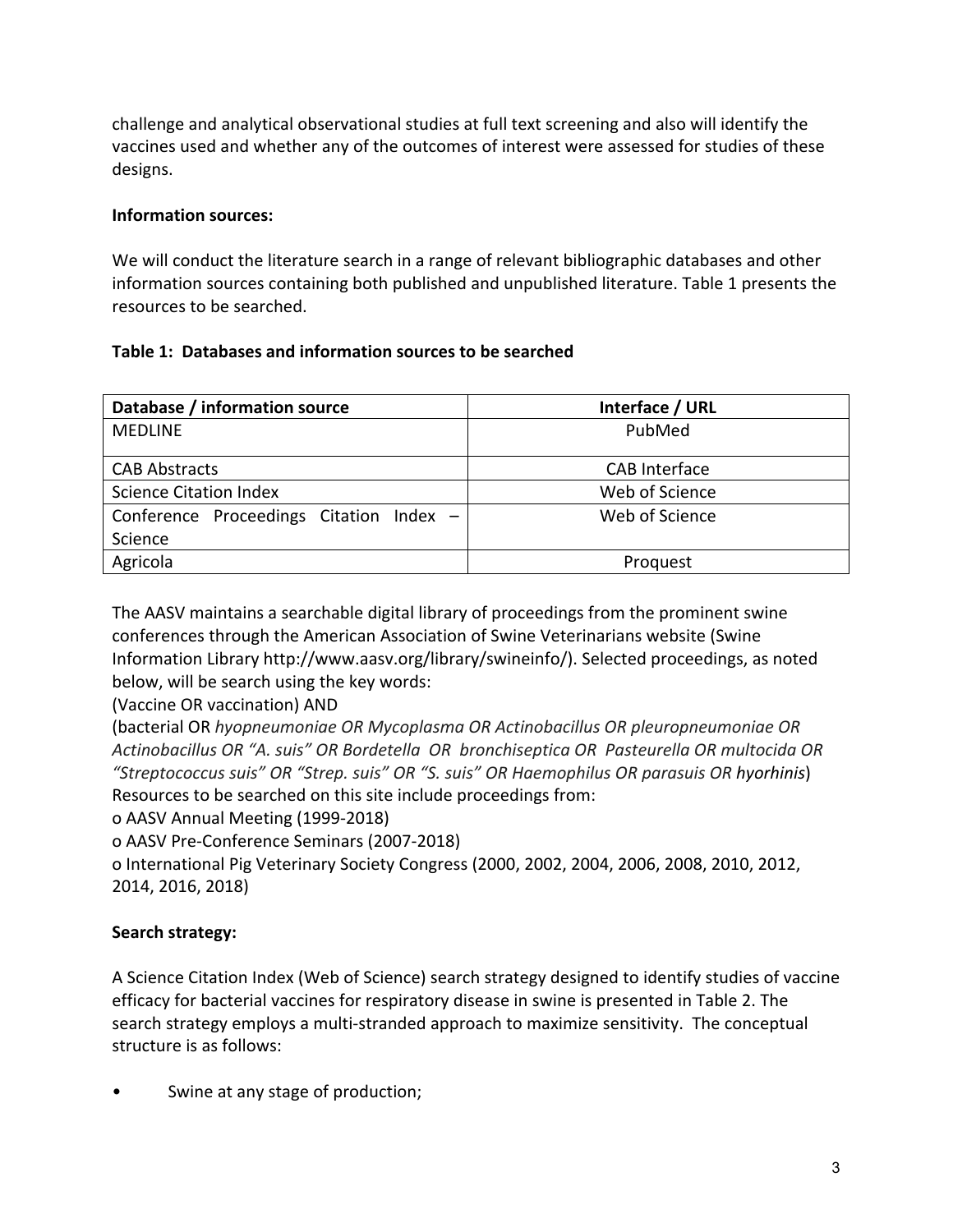challenge and analytical observational studies at full text screening and also will identify the vaccines used and whether any of the outcomes of interest were assessed for studies of these designs.

**Information sources:**

We will conduct the literature search in a range of relevant bibliographic databases and other information sources containing both published and unpublished literature. Table 1 presents the resources to be searched.

**Table 1: Databases and information sources to be searched**

| Database / information source | Interface / URL |
|---|---|
| MEDLINE | PubMed |
| CAB Abstracts | CAB Interface |
| Science Citation Index | Web of Science |
| Conference Proceedings Citation Index – Science | Web of Science |
| Agricola | Proquest |

The AASV maintains a searchable digital library of proceedings from the prominent swine conferences through the American Association of Swine Veterinarians website (Swine Information Library http://www.aasv.org/library/swineinfo/). Selected proceedings, as noted below, will be search using the key words:

(Vaccine OR vaccination) AND

(bacterial OR *hyopneumoniae OR Mycoplasma OR Actinobacillus OR pleuropneumoniae OR Actinobacillus OR "A. suis" OR Bordetella OR bronchiseptica OR Pasteurella OR multocida OR "Streptococcus suis" OR "Strep. suis" OR "S. suis" OR Haemophilus OR parasuis OR* hyorhinis)

Resources to be searched on this site include proceedings from:

- AASV Annual Meeting (1999-2018)
- AASV Pre-Conference Seminars (2007-2018)
- International Pig Veterinary Society Congress (2000, 2002, 2004, 2006, 2008, 2010, 2012, 2014, 2016, 2018)

**Search strategy:**

A Science Citation Index (Web of Science) search strategy designed to identify studies of vaccine efficacy for bacterial vaccines for respiratory disease in swine is presented in Table 2. The search strategy employs a multi-stranded approach to maximize sensitivity. The conceptual structure is as follows:

- Swine at any stage of production;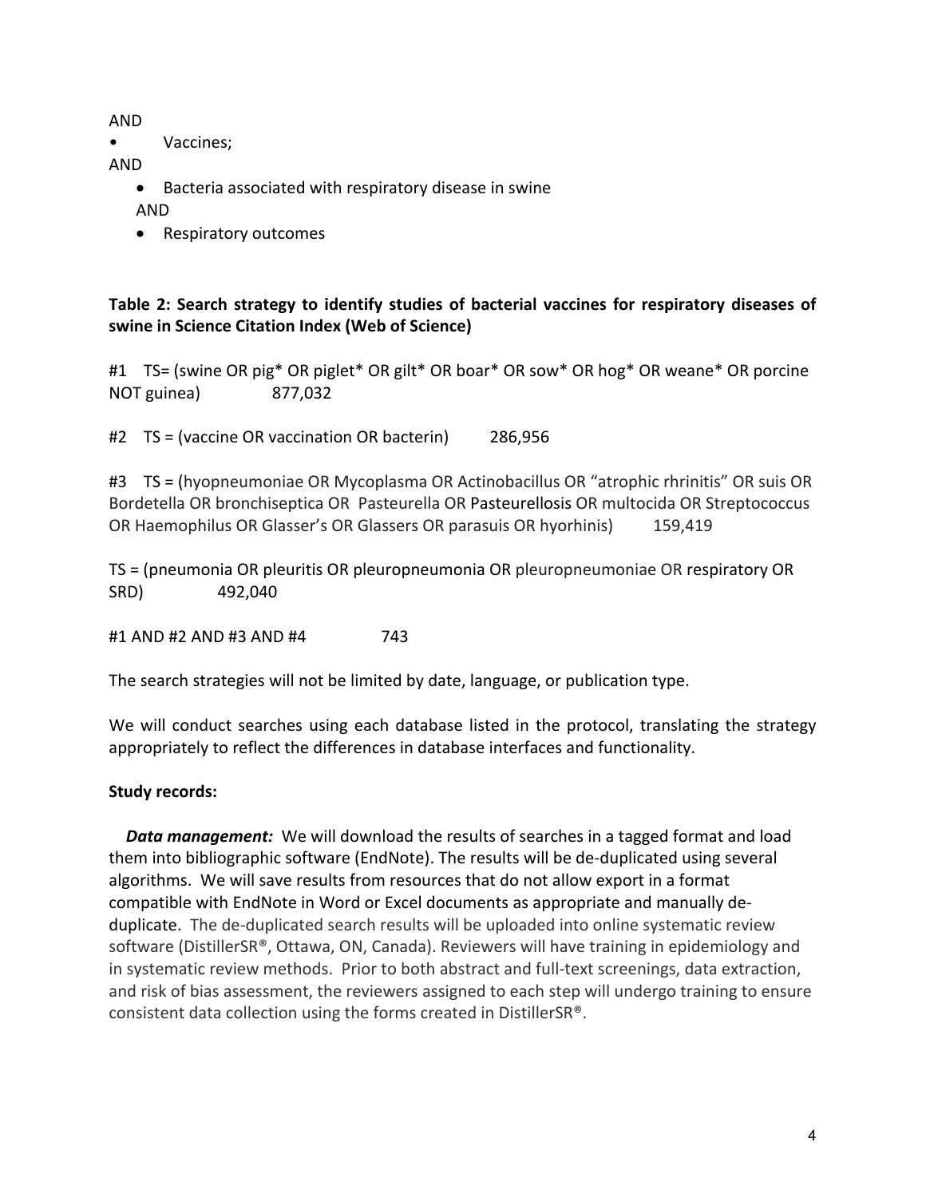AND

- Vaccines;

AND

- Bacteria associated with respiratory disease in swine

  AND

- Respiratory outcomes

**Table 2: Search strategy to identify studies of bacterial vaccines for respiratory diseases of swine in Science Citation Index (Web of Science)**

#1 TS= (swine OR pig* OR piglet* OR gilt* OR boar* OR sow* OR hog* OR weane* OR porcine NOT guinea) 877,032

#2 TS = (vaccine OR vaccination OR bacterin) 286,956

#3 TS = (hyopneumoniae OR Mycoplasma OR Actinobacillus OR "atrophic rhrinitis" OR suis OR Bordetella OR bronchiseptica OR Pasteurella OR Pasteurellosis OR multocida OR Streptococcus OR Haemophilus OR Glasser's OR Glassers OR parasuis OR hyorhinis) 159,419

TS = (pneumonia OR pleuritis OR pleuropneumonia OR pleuropneumoniae OR respiratory OR SRD) 492,040

#1 AND #2 AND #3 AND #4 743

The search strategies will not be limited by date, language, or publication type.

We will conduct searches using each database listed in the protocol, translating the strategy appropriately to reflect the differences in database interfaces and functionality.

**Study records:**

***Data management:*** We will download the results of searches in a tagged format and load them into bibliographic software (EndNote). The results will be de-duplicated using several algorithms. We will save results from resources that do not allow export in a format compatible with EndNote in Word or Excel documents as appropriate and manually de-duplicate. The de-duplicated search results will be uploaded into online systematic review software (DistillerSR®, Ottawa, ON, Canada). Reviewers will have training in epidemiology and in systematic review methods. Prior to both abstract and full-text screenings, data extraction, and risk of bias assessment, the reviewers assigned to each step will undergo training to ensure consistent data collection using the forms created in DistillerSR®.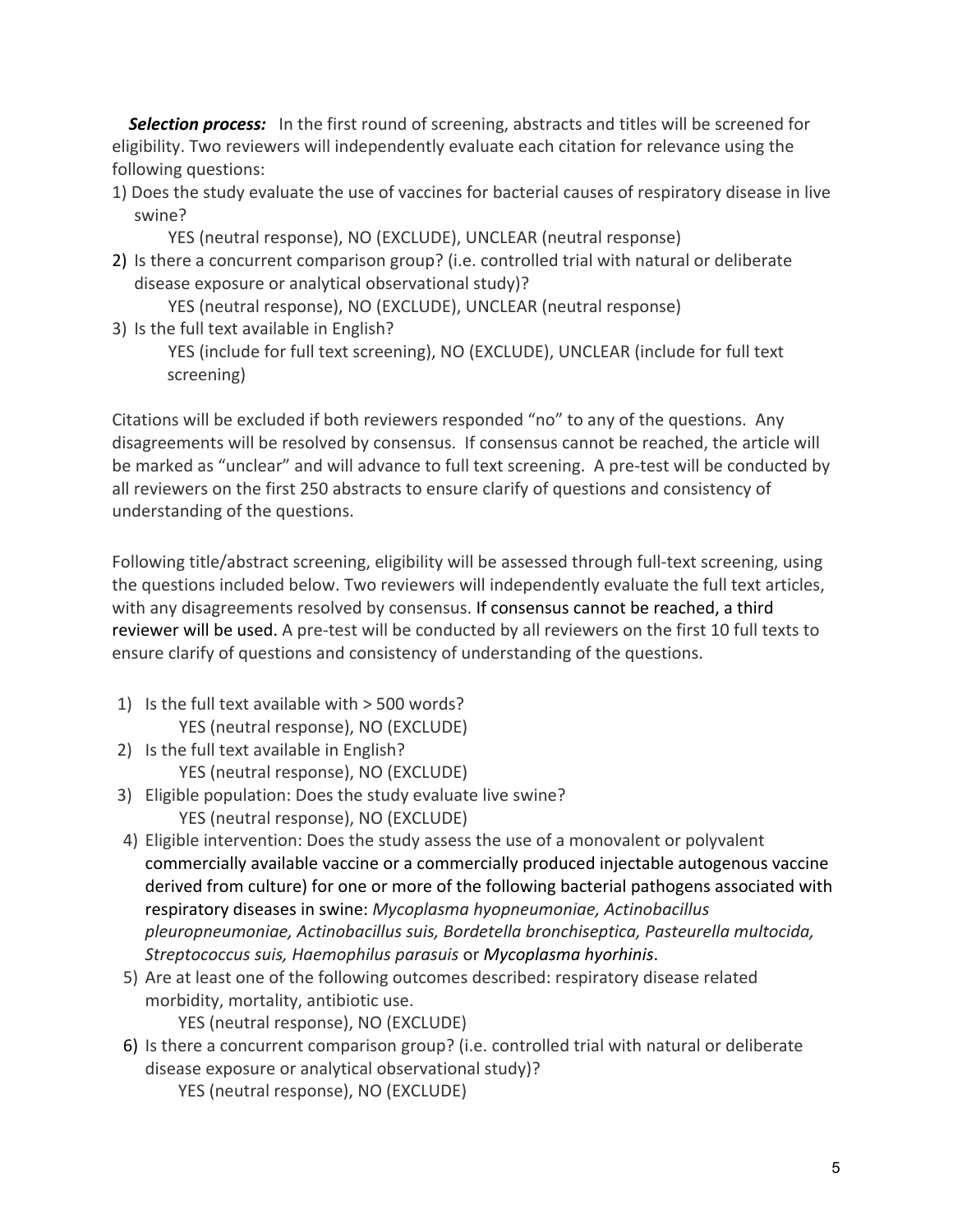***Selection process:*** In the first round of screening, abstracts and titles will be screened for eligibility. Two reviewers will independently evaluate each citation for relevance using the following questions:

1) Does the study evaluate the use of vaccines for bacterial causes of respiratory disease in live swine?
   YES (neutral response), NO (EXCLUDE), UNCLEAR (neutral response)
2) Is there a concurrent comparison group? (i.e. controlled trial with natural or deliberate disease exposure or analytical observational study)?
   YES (neutral response), NO (EXCLUDE), UNCLEAR (neutral response)
3) Is the full text available in English?
   YES (include for full text screening), NO (EXCLUDE), UNCLEAR (include for full text screening)

Citations will be excluded if both reviewers responded "no" to any of the questions. Any disagreements will be resolved by consensus. If consensus cannot be reached, the article will be marked as "unclear" and will advance to full text screening. A pre-test will be conducted by all reviewers on the first 250 abstracts to ensure clarify of questions and consistency of understanding of the questions.

Following title/abstract screening, eligibility will be assessed through full-text screening, using the questions included below. Two reviewers will independently evaluate the full text articles, with any disagreements resolved by consensus. If consensus cannot be reached, a third reviewer will be used. A pre-test will be conducted by all reviewers on the first 10 full texts to ensure clarify of questions and consistency of understanding of the questions.

1) Is the full text available with > 500 words?
   YES (neutral response), NO (EXCLUDE)
2) Is the full text available in English?
   YES (neutral response), NO (EXCLUDE)
3) Eligible population: Does the study evaluate live swine?
   YES (neutral response), NO (EXCLUDE)
4) Eligible intervention: Does the study assess the use of a monovalent or polyvalent commercially available vaccine or a commercially produced injectable autogenous vaccine derived from culture) for one or more of the following bacterial pathogens associated with respiratory diseases in swine: *Mycoplasma hyopneumoniae, Actinobacillus pleuropneumoniae, Actinobacillus suis, Bordetella bronchiseptica, Pasteurella multocida, Streptococcus suis, Haemophilus parasuis* or *Mycoplasma hyorhinis*.
5) Are at least one of the following outcomes described: respiratory disease related morbidity, mortality, antibiotic use.
   YES (neutral response), NO (EXCLUDE)
6) Is there a concurrent comparison group? (i.e. controlled trial with natural or deliberate disease exposure or analytical observational study)?
   YES (neutral response), NO (EXCLUDE)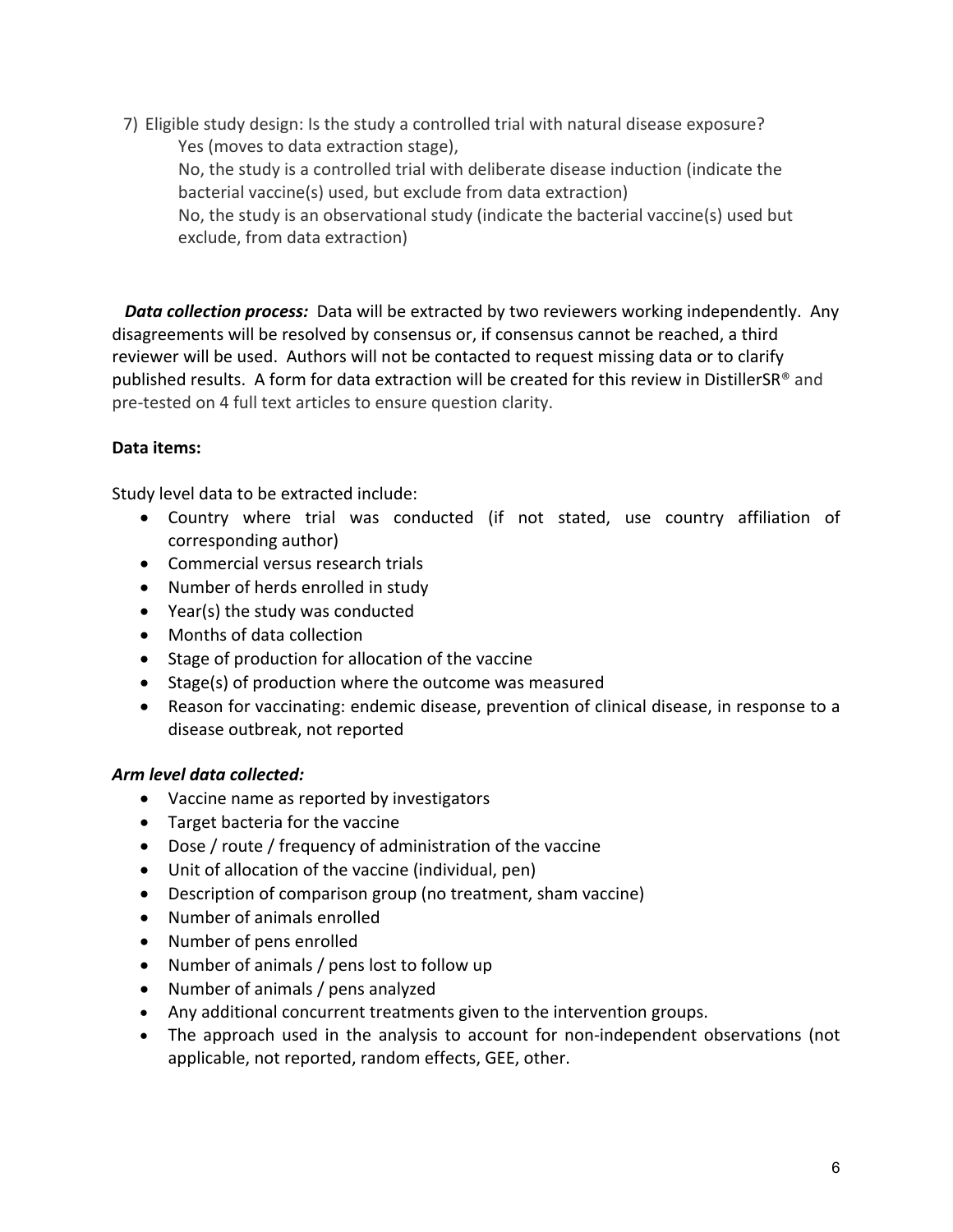7) Eligible study design: Is the study a controlled trial with natural disease exposure?
   - Yes (moves to data extraction stage),
   - No, the study is a controlled trial with deliberate disease induction (indicate the bacterial vaccine(s) used, but exclude from data extraction)
   - No, the study is an observational study (indicate the bacterial vaccine(s) used but exclude, from data extraction)

***Data collection process:*** Data will be extracted by two reviewers working independently. Any disagreements will be resolved by consensus or, if consensus cannot be reached, a third reviewer will be used. Authors will not be contacted to request missing data or to clarify published results. A form for data extraction will be created for this review in DistillerSR® and pre-tested on 4 full text articles to ensure question clarity.

**Data items:**

Study level data to be extracted include:

- Country where trial was conducted (if not stated, use country affiliation of corresponding author)
- Commercial versus research trials
- Number of herds enrolled in study
- Year(s) the study was conducted
- Months of data collection
- Stage of production for allocation of the vaccine
- Stage(s) of production where the outcome was measured
- Reason for vaccinating: endemic disease, prevention of clinical disease, in response to a disease outbreak, not reported

***Arm level data collected:***

- Vaccine name as reported by investigators
- Target bacteria for the vaccine
- Dose / route / frequency of administration of the vaccine
- Unit of allocation of the vaccine (individual, pen)
- Description of comparison group (no treatment, sham vaccine)
- Number of animals enrolled
- Number of pens enrolled
- Number of animals / pens lost to follow up
- Number of animals / pens analyzed
- Any additional concurrent treatments given to the intervention groups.
- The approach used in the analysis to account for non-independent observations (not applicable, not reported, random effects, GEE, other.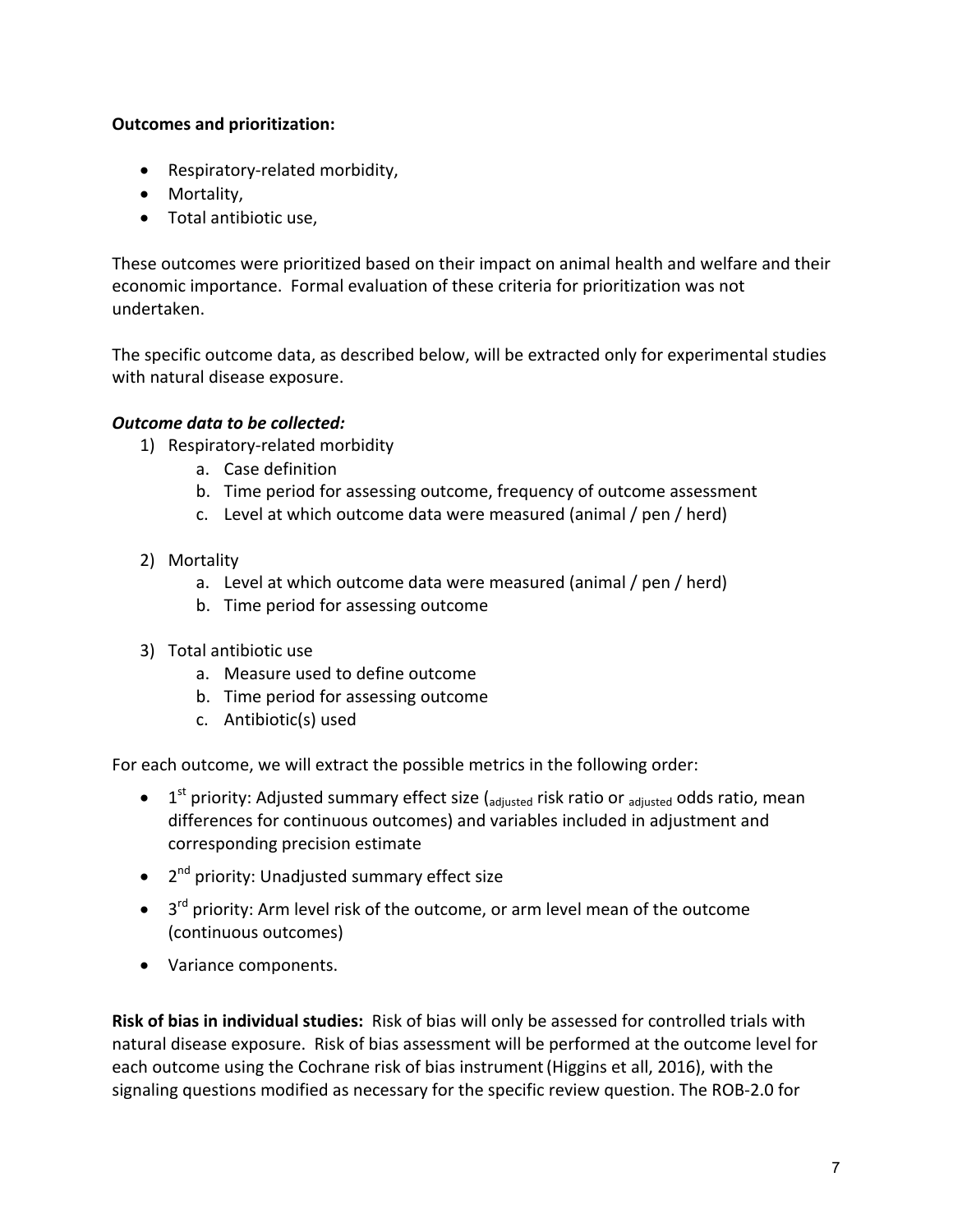**Outcomes and prioritization:**

- Respiratory-related morbidity,
- Mortality,
- Total antibiotic use,

These outcomes were prioritized based on their impact on animal health and welfare and their economic importance. Formal evaluation of these criteria for prioritization was not undertaken.

The specific outcome data, as described below, will be extracted only for experimental studies with natural disease exposure.

***Outcome data to be collected:***

1) Respiratory-related morbidity
    a. Case definition
    b. Time period for assessing outcome, frequency of outcome assessment
    c. Level at which outcome data were measured (animal / pen / herd)

2) Mortality
    a. Level at which outcome data were measured (animal / pen / herd)
    b. Time period for assessing outcome

3) Total antibiotic use
    a. Measure used to define outcome
    b. Time period for assessing outcome
    c. Antibiotic(s) used

For each outcome, we will extract the possible metrics in the following order:

- 1st priority: Adjusted summary effect size ($_{\text{adjusted}}$ risk ratio or $_{\text{adjusted}}$ odds ratio, mean differences for continuous outcomes) and variables included in adjustment and corresponding precision estimate
- 2nd priority: Unadjusted summary effect size
- 3rd priority: Arm level risk of the outcome, or arm level mean of the outcome (continuous outcomes)
- Variance components.

**Risk of bias in individual studies:** Risk of bias will only be assessed for controlled trials with natural disease exposure. Risk of bias assessment will be performed at the outcome level for each outcome using the Cochrane risk of bias instrument (Higgins et all, 2016), with the signaling questions modified as necessary for the specific review question. The ROB-2.0 for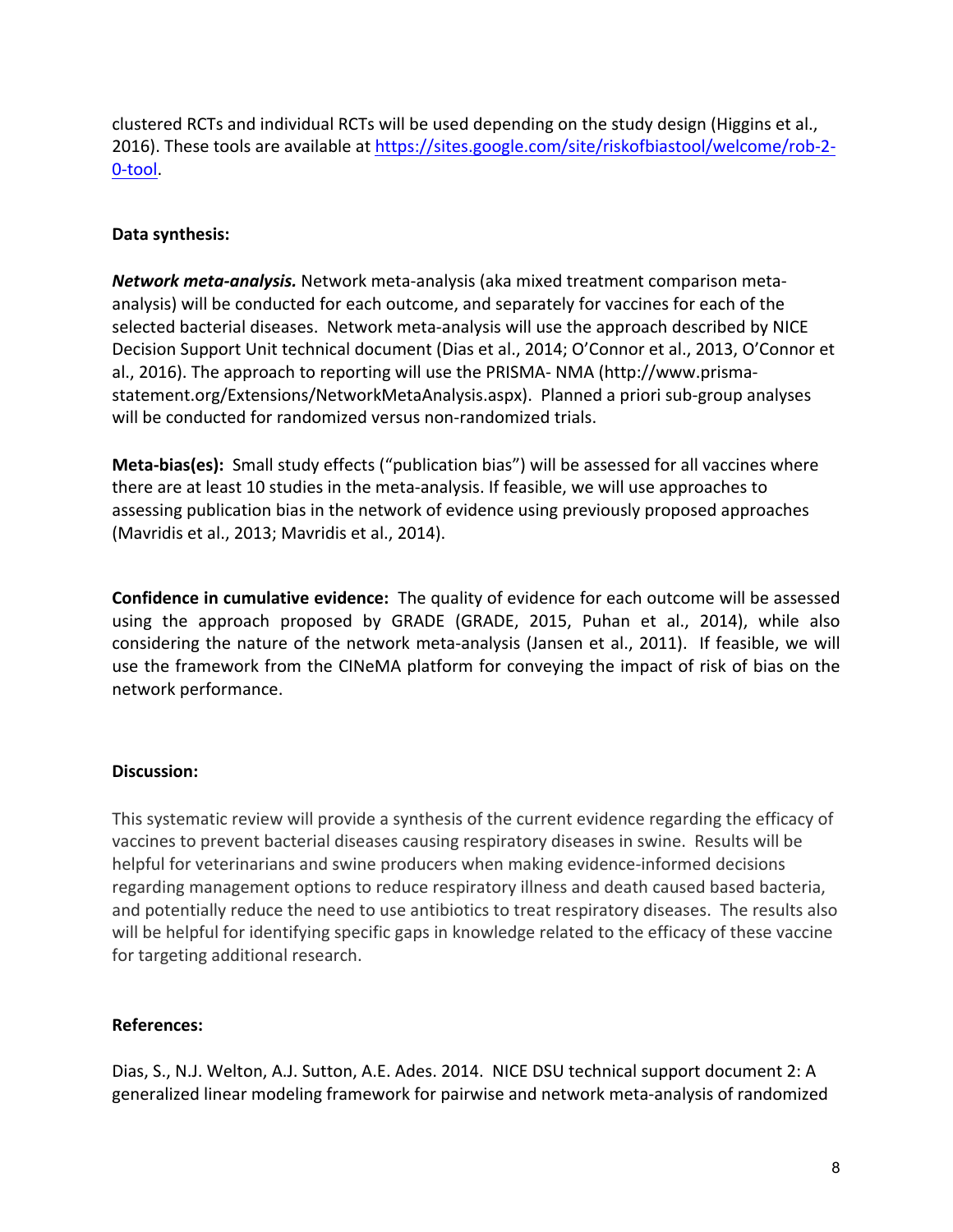clustered RCTs and individual RCTs will be used depending on the study design (Higgins et al., 2016). These tools are available at [https://sites.google.com/site/riskofbiastool/welcome/rob-2-0-tool](https://sites.google.com/site/riskofbiastool/welcome/rob-2-0-tool).

**Data synthesis:**

***Network meta-analysis.*** Network meta-analysis (aka mixed treatment comparison meta-analysis) will be conducted for each outcome, and separately for vaccines for each of the selected bacterial diseases. Network meta-analysis will use the approach described by NICE Decision Support Unit technical document (Dias et al., 2014; O'Connor et al., 2013, O'Connor et al., 2016). The approach to reporting will use the PRISMA- NMA (http://www.prisma-statement.org/Extensions/NetworkMetaAnalysis.aspx). Planned a priori sub-group analyses will be conducted for randomized versus non-randomized trials.

**Meta-bias(es):** Small study effects ("publication bias") will be assessed for all vaccines where there are at least 10 studies in the meta-analysis. If feasible, we will use approaches to assessing publication bias in the network of evidence using previously proposed approaches (Mavridis et al., 2013; Mavridis et al., 2014).

**Confidence in cumulative evidence:** The quality of evidence for each outcome will be assessed using the approach proposed by GRADE (GRADE, 2015, Puhan et al., 2014), while also considering the nature of the network meta-analysis (Jansen et al., 2011). If feasible, we will use the framework from the CINeMA platform for conveying the impact of risk of bias on the network performance.

**Discussion:**

This systematic review will provide a synthesis of the current evidence regarding the efficacy of vaccines to prevent bacterial diseases causing respiratory diseases in swine. Results will be helpful for veterinarians and swine producers when making evidence-informed decisions regarding management options to reduce respiratory illness and death caused based bacteria, and potentially reduce the need to use antibiotics to treat respiratory diseases. The results also will be helpful for identifying specific gaps in knowledge related to the efficacy of these vaccine for targeting additional research.

**References:**

Dias, S., N.J. Welton, A.J. Sutton, A.E. Ades. 2014. NICE DSU technical support document 2: A generalized linear modeling framework for pairwise and network meta-analysis of randomized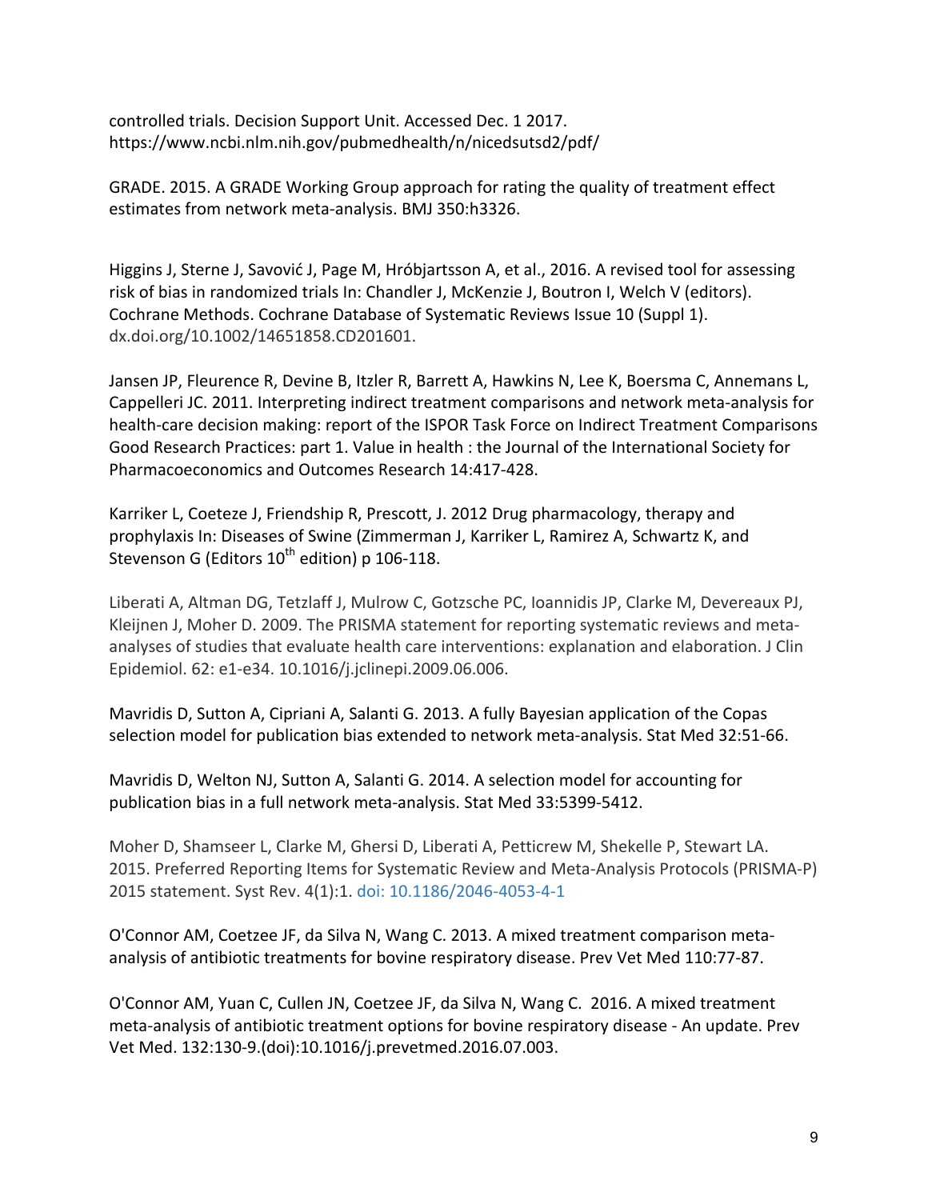controlled trials. Decision Support Unit. Accessed Dec. 1 2017. https://www.ncbi.nlm.nih.gov/pubmedhealth/n/nicedsutsd2/pdf/

GRADE. 2015. A GRADE Working Group approach for rating the quality of treatment effect estimates from network meta-analysis. BMJ 350:h3326.

Higgins J, Sterne J, Savović J, Page M, Hróbjartsson A, et al., 2016. A revised tool for assessing risk of bias in randomized trials In: Chandler J, McKenzie J, Boutron I, Welch V (editors). Cochrane Methods. Cochrane Database of Systematic Reviews Issue 10 (Suppl 1). dx.doi.org/10.1002/14651858.CD201601.

Jansen JP, Fleurence R, Devine B, Itzler R, Barrett A, Hawkins N, Lee K, Boersma C, Annemans L, Cappelleri JC. 2011. Interpreting indirect treatment comparisons and network meta-analysis for health-care decision making: report of the ISPOR Task Force on Indirect Treatment Comparisons Good Research Practices: part 1. Value in health : the Journal of the International Society for Pharmacoeconomics and Outcomes Research 14:417-428.

Karriker L, Coeteze J, Friendship R, Prescott, J. 2012 Drug pharmacology, therapy and prophylaxis In: Diseases of Swine (Zimmerman J, Karriker L, Ramirez A, Schwartz K, and Stevenson G (Editors 10th edition) p 106-118.

Liberati A, Altman DG, Tetzlaff J, Mulrow C, Gotzsche PC, Ioannidis JP, Clarke M, Devereaux PJ, Kleijnen J, Moher D. 2009. The PRISMA statement for reporting systematic reviews and meta-analyses of studies that evaluate health care interventions: explanation and elaboration. J Clin Epidemiol. 62: e1-e34. 10.1016/j.jclinepi.2009.06.006.

Mavridis D, Sutton A, Cipriani A, Salanti G. 2013. A fully Bayesian application of the Copas selection model for publication bias extended to network meta-analysis. Stat Med 32:51-66.

Mavridis D, Welton NJ, Sutton A, Salanti G. 2014. A selection model for accounting for publication bias in a full network meta-analysis. Stat Med 33:5399-5412.

Moher D, Shamseer L, Clarke M, Ghersi D, Liberati A, Petticrew M, Shekelle P, Stewart LA. 2015. Preferred Reporting Items for Systematic Review and Meta-Analysis Protocols (PRISMA-P) 2015 statement. Syst Rev. 4(1):1. doi: 10.1186/2046-4053-4-1

O'Connor AM, Coetzee JF, da Silva N, Wang C. 2013. A mixed treatment comparison meta-analysis of antibiotic treatments for bovine respiratory disease. Prev Vet Med 110:77-87.

O'Connor AM, Yuan C, Cullen JN, Coetzee JF, da Silva N, Wang C. 2016. A mixed treatment meta-analysis of antibiotic treatment options for bovine respiratory disease - An update. Prev Vet Med. 132:130-9.(doi):10.1016/j.prevetmed.2016.07.003.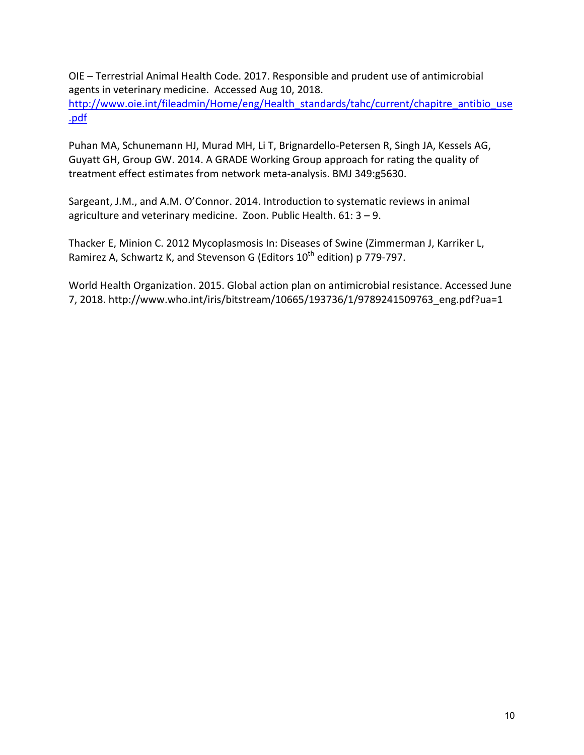OIE – Terrestrial Animal Health Code. 2017. Responsible and prudent use of antimicrobial agents in veterinary medicine. Accessed Aug 10, 2018. http://www.oie.int/fileadmin/Home/eng/Health_standards/tahc/current/chapitre_antibio_use.pdf

Puhan MA, Schunemann HJ, Murad MH, Li T, Brignardello-Petersen R, Singh JA, Kessels AG, Guyatt GH, Group GW. 2014. A GRADE Working Group approach for rating the quality of treatment effect estimates from network meta-analysis. BMJ 349:g5630.

Sargeant, J.M., and A.M. O'Connor. 2014. Introduction to systematic reviews in animal agriculture and veterinary medicine. Zoon. Public Health. 61: 3 – 9.

Thacker E, Minion C. 2012 Mycoplasmosis In: Diseases of Swine (Zimmerman J, Karriker L, Ramirez A, Schwartz K, and Stevenson G (Editors 10th edition) p 779-797.

World Health Organization. 2015. Global action plan on antimicrobial resistance. Accessed June 7, 2018. http://www.who.int/iris/bitstream/10665/193736/1/9789241509763_eng.pdf?ua=1